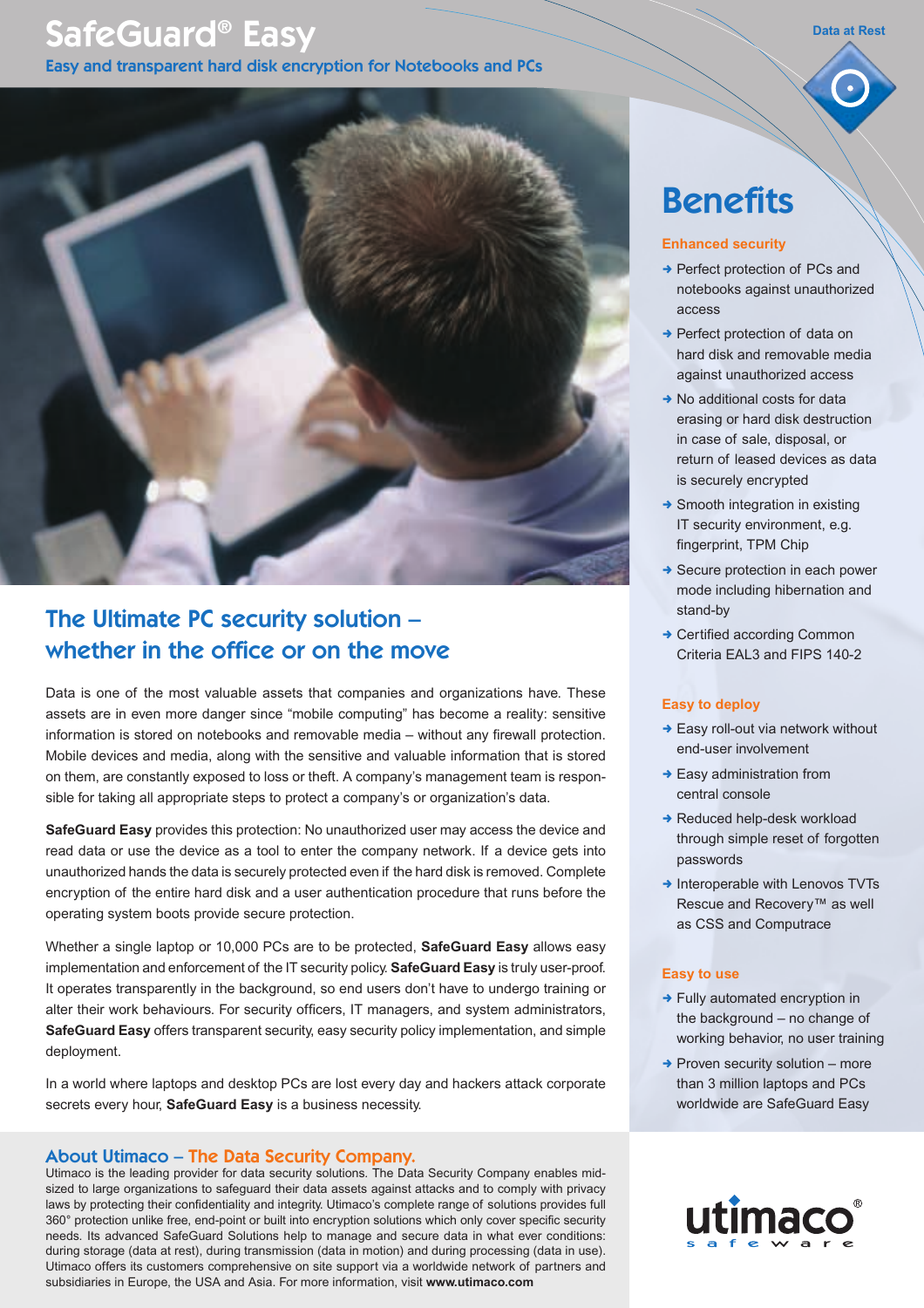# SafeGuard® Easy

Easy and transparent hard disk encryption for Notebooks and PCs

Data at Rest

## The Ultimate PC security solution – whether in the office or on the move

Data is one of the most valuable assets that companies and organizations have. These assets are in even more danger since "mobile computing" has become a reality: sensitive information is stored on notebooks and removable media – without any firewall protection. Mobile devices and media, along with the sensitive and valuable information that is stored on them, are constantly exposed to loss or theft. A company's management team is responsible for taking all appropriate steps to protect a company's or organization's data.

**SafeGuard Easy** provides this protection: No unauthorized user may access the device and read data or use the device as a tool to enter the company network. If a device gets into unauthorized hands the data is securely protected even if the hard disk is removed. Complete encryption of the entire hard disk and a user authentication procedure that runs before the operating system boots provide secure protection.

Whether a single laptop or 10,000 PCs are to be protected, **SafeGuard Easy** allows easy implementation and enforcement of the IT security policy. **SafeGuard Easy** is truly user-proof. It operates transparently in the background, so end users don't have to undergo training or alter their work behaviours. For security officers, IT managers, and system administrators, **SafeGuard Easy** offers transparent security, easy security policy implementation, and simple deployment.

In a world where laptops and desktop PCs are lost every day and hackers attack corporate secrets every hour, **SafeGuard Easy** is a business necessity.

## Benefits

### Enhanced security

- Perfect protection of PCs and notebooks against unauthorized access
- Perfect protection of data on hard disk and removable media against unauthorized access
- No additional costs for data erasing or hard disk destruction in case of sale, disposal, or return of leased devices as data is securely encrypted
- Smooth integration in existing IT security environment, e.g. fingerprint, TPM Chip
- Secure protection in each power mode including hibernation and stand-by
- Certified according Common Criteria EAL3 and FIPS 140-2

### Easy to deploy

- Easy roll-out via network without end-user involvement
- Easy administration from central console
- Reduced help-desk workload through simple reset of forgotten passwords
- Interoperable with Lenovos TVTs Rescue and Recovery™ as well as CSS and Computrace

### Easy to use

- Fully automated encryption in the background – no change of working behavior, no user training
- Proven security solution – more than 3 million laptops and PCs worldwide are SafeGuard Easy

## About Utimaco – The Data Security Company.

Utimaco is the leading provider for data security solutions. The Data Security Company enables mid-sized to large organizations to safeguard their data assets against attacks and to comply with privacy laws by protecting their confidentiality and integrity. Utimaco's complete range of solutions provides full 360° protection unlike free, end-point or built into encryption solutions which only cover specific security needs. Its advanced SafeGuard Solutions help to manage and secure data in what ever conditions: during storage (data at rest), during transmission (data in motion) and during processing (data in use). Utimaco offers its customers comprehensive on site support via a worldwide network of partners and subsidiaries in Europe, the USA and Asia. For more information, visit **www.utimaco.com**

utimaco® safeware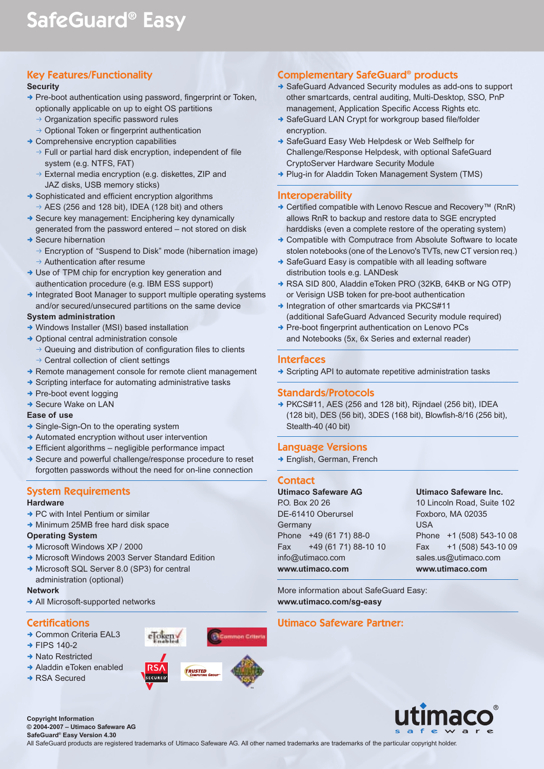# SafeGuard® Easy

## Key Features/Functionality

**Security**

- Pre-boot authentication using password, fingerprint or Token, optionally applicable on up to eight OS partitions
  - Organization specific password rules
  - Optional Token or fingerprint authentication
- Comprehensive encryption capabilities
  - Full or partial hard disk encryption, independent of file system (e.g. NTFS, FAT)
  - External media encryption (e.g. diskettes, ZIP and JAZ disks, USB memory sticks)
- Sophisticated and efficient encryption algorithms
  - AES (256 and 128 bit), IDEA (128 bit) and others
- Secure key management: Enciphering key dynamically generated from the password entered – not stored on disk
- Secure hibernation
  - Encryption of "Suspend to Disk" mode (hibernation image)
  - Authentication after resume
- Use of TPM chip for encryption key generation and authentication procedure (e.g. IBM ESS support)
- Integrated Boot Manager to support multiple operating systems and/or secured/unsecured partitions on the same device

**System administration**

- Windows Installer (MSI) based installation
- Optional central administration console
  - Queuing and distribution of configuration files to clients
  - Central collection of client settings
- Remote management console for remote client management
- Scripting interface for automating administrative tasks
- Pre-boot event logging
- Secure Wake on LAN

**Ease of use**

- Single-Sign-On to the operating system
- Automated encryption without user intervention
- Efficient algorithms – negligible performance impact
- Secure and powerful challenge/response procedure to reset forgotten passwords without the need for on-line connection

## System Requirements

**Hardware**

- PC with Intel Pentium or similar
- Minimum 25MB free hard disk space

**Operating System**

- Microsoft Windows XP / 2000
- Microsoft Windows 2003 Server Standard Edition
- Microsoft SQL Server 8.0 (SP3) for central administration (optional)

**Network**

- All Microsoft-supported networks

## Certifications

- Common Criteria EAL3
- FIPS 140-2
- Nato Restricted
- Aladdin eToken enabled
- RSA Secured

## Complementary SafeGuard® products

- SafeGuard Advanced Security modules as add-ons to support other smartcards, central auditing, Multi-Desktop, SSO, PnP management, Application Specific Access Rights etc.
- SafeGuard LAN Crypt for workgroup based file/folder encryption.
- SafeGuard Easy Web Helpdesk or Web Selfhelp for Challenge/Response Helpdesk, with optional SafeGuard CryptoServer Hardware Security Module
- Plug-in for Aladdin Token Management System (TMS)

## Interoperability

- Certified compatible with Lenovo Rescue and Recovery™ (RnR) allows RnR to backup and restore data to SGE encrypted harddisks (even a complete restore of the operating system)
- Compatible with Computrace from Absolute Software to locate stolen notebooks (one of the Lenovo's TVTs, new CT version req.)
- SafeGuard Easy is compatible with all leading software distribution tools e.g. LANDesk
- RSA SID 800, Aladdin eToken PRO (32KB, 64KB or NG OTP) or Verisign USB token for pre-boot authentication
- Integration of other smartcards via PKCS#11 (additional SafeGuard Advanced Security module required)
- Pre-boot fingerprint authentication on Lenovo PCs and Notebooks (5x, 6x Series and external reader)

## Interfaces

- Scripting API to automate repetitive administration tasks

## Standards/Protocols

- PKCS#11, AES (256 and 128 bit), Rijndael (256 bit), IDEA (128 bit), DES (56 bit), 3DES (168 bit), Blowfish-8/16 (256 bit), Stealth-40 (40 bit)

## Language Versions

- English, German, French

## Contact

**Utimaco Safeware AG**
P.O. Box 20 26
DE-61410 Oberursel
Germany
Phone +49 (61 71) 88-0
Fax +49 (61 71) 88-10 10
info@utimaco.com
**www.utimaco.com**

**Utimaco Safeware Inc.**
10 Lincoln Road, Suite 102
Foxboro, MA 02035
USA
Phone +1 (508) 543-10 08
Fax +1 (508) 543-10 09
sales.us@utimaco.com
**www.utimaco.com**

More information about SafeGuard Easy:
**www.utimaco.com/sg-easy**

## Utimaco Safeware Partner:

**Copyright Information**
**© 2004-2007 – Utimaco Safeware AG**
**SafeGuard® Easy Version 4.30**
All SafeGuard products are registered trademarks of Utimaco Safeware AG. All other named trademarks are trademarks of the particular copyright holder.